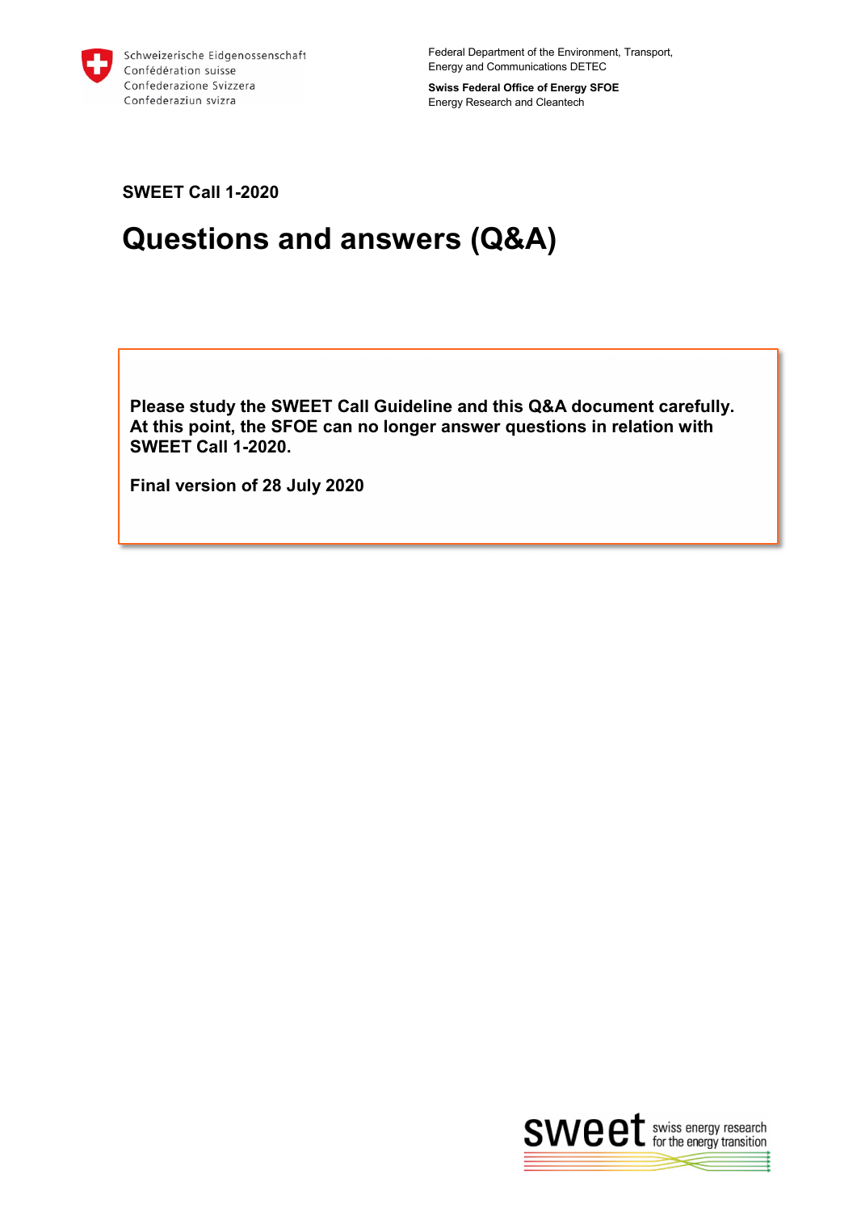Schweizerische Eidgenossenschaft
Confédération suisse
Confederazione Svizzera
Confederaziun svizra

Federal Department of the Environment, Transport, Energy and Communications DETEC

**Swiss Federal Office of Energy SFOE**
Energy Research and Cleantech

**SWEET Call 1-2020**

# Questions and answers (Q&A)

**Please study the SWEET Call Guideline and this Q&A document carefully. At this point, the SFOE can no longer answer questions in relation with SWEET Call 1-2020.**

**Final version of 28 July 2020**

sweet swiss energy research for the energy transition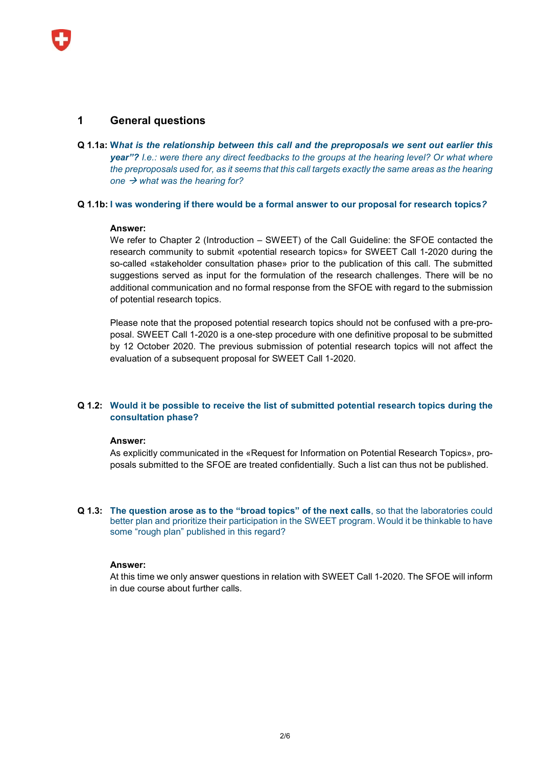## 1 General questions

**Q 1.1a:** ***What is the relationship between this call and the preproposals we sent out earlier this year"?*** *I.e.: were there any direct feedbacks to the groups at the hearing level? Or what where the preproposals used for, as it seems that this call targets exactly the same areas as the hearing one → what was the hearing for?*

**Q 1.1b: I was wondering if there would be a formal answer to our proposal for research topics*?***

**Answer:**
We refer to Chapter 2 (Introduction – SWEET) of the Call Guideline: the SFOE contacted the research community to submit «potential research topics» for SWEET Call 1-2020 during the so-called «stakeholder consultation phase» prior to the publication of this call. The submitted suggestions served as input for the formulation of the research challenges. There will be no additional communication and no formal response from the SFOE with regard to the submission of potential research topics.

Please note that the proposed potential research topics should not be confused with a pre-proposal. SWEET Call 1-2020 is a one-step procedure with one definitive proposal to be submitted by 12 October 2020. The previous submission of potential research topics will not affect the evaluation of a subsequent proposal for SWEET Call 1-2020.

**Q 1.2: Would it be possible to receive the list of submitted potential research topics during the consultation phase?**

**Answer:**
As explicitly communicated in the «Request for Information on Potential Research Topics», proposals submitted to the SFOE are treated confidentially. Such a list can thus not be published.

**Q 1.3: The question arose as to the "broad topics" of the next calls**, so that the laboratories could better plan and prioritize their participation in the SWEET program. Would it be thinkable to have some "rough plan" published in this regard?

**Answer:**
At this time we only answer questions in relation with SWEET Call 1-2020. The SFOE will inform in due course about further calls.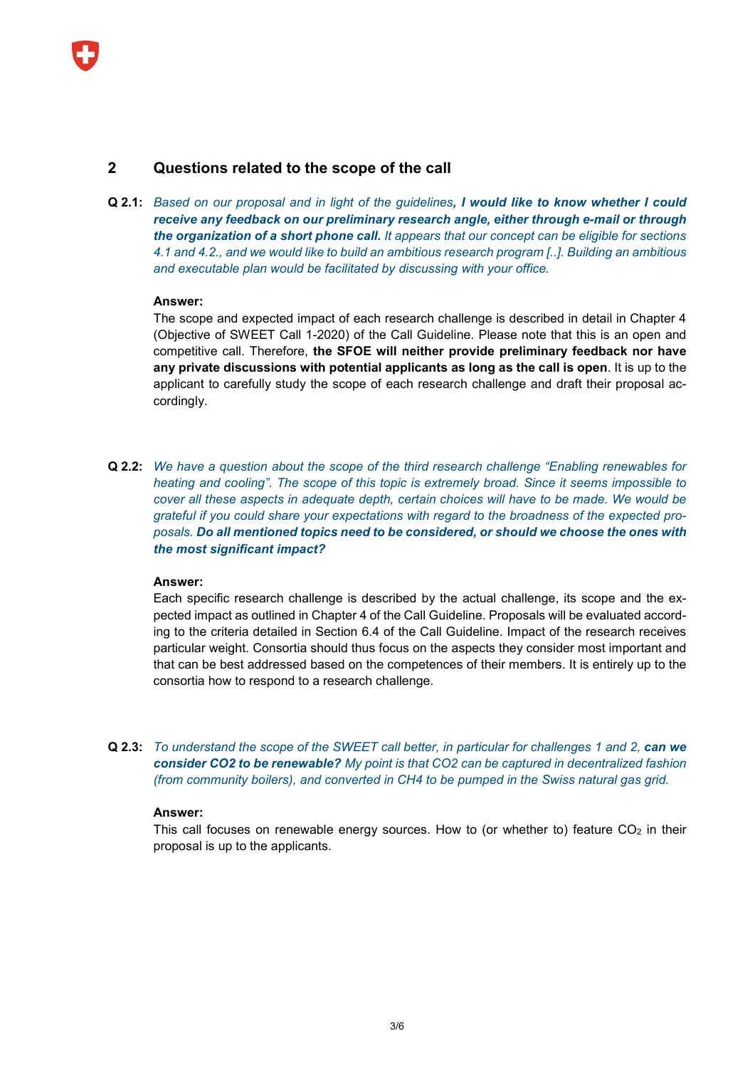## 2 Questions related to the scope of the call

**Q 2.1:** *Based on our proposal and in light of the guidelines,* ***I would like to know whether I could receive any feedback on our preliminary research angle, either through e-mail or through the organization of a short phone call.*** *It appears that our concept can be eligible for sections 4.1 and 4.2., and we would like to build an ambitious research program [..]. Building an ambitious and executable plan would be facilitated by discussing with your office.*

**Answer:**
The scope and expected impact of each research challenge is described in detail in Chapter 4 (Objective of SWEET Call 1-2020) of the Call Guideline. Please note that this is an open and competitive call. Therefore, **the SFOE will neither provide preliminary feedback nor have any private discussions with potential applicants as long as the call is open**. It is up to the applicant to carefully study the scope of each research challenge and draft their proposal accordingly.

**Q 2.2:** *We have a question about the scope of the third research challenge "Enabling renewables for heating and cooling". The scope of this topic is extremely broad. Since it seems impossible to cover all these aspects in adequate depth, certain choices will have to be made. We would be grateful if you could share your expectations with regard to the broadness of the expected proposals.* ***Do all mentioned topics need to be considered, or should we choose the ones with the most significant impact?***

**Answer:**
Each specific research challenge is described by the actual challenge, its scope and the expected impact as outlined in Chapter 4 of the Call Guideline. Proposals will be evaluated according to the criteria detailed in Section 6.4 of the Call Guideline. Impact of the research receives particular weight. Consortia should thus focus on the aspects they consider most important and that can be best addressed based on the competences of their members. It is entirely up to the consortia how to respond to a research challenge.

**Q 2.3:** *To understand the scope of the SWEET call better, in particular for challenges 1 and 2,* ***can we consider CO2 to be renewable?*** *My point is that CO2 can be captured in decentralized fashion (from community boilers), and converted in CH4 to be pumped in the Swiss natural gas grid.*

**Answer:**
This call focuses on renewable energy sources. How to (or whether to) feature $CO_2$ in their proposal is up to the applicants.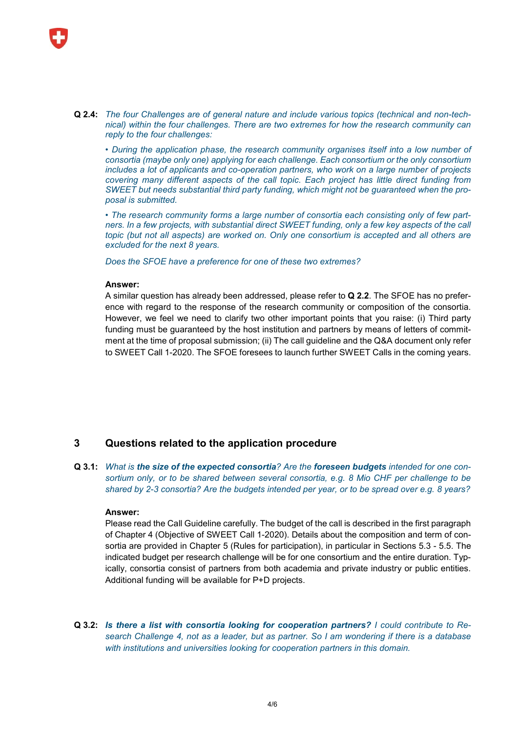**Q 2.4:** *The four Challenges are of general nature and include various topics (technical and non-technical) within the four challenges. There are two extremes for how the research community can reply to the four challenges:*

*• During the application phase, the research community organises itself into a low number of consortia (maybe only one) applying for each challenge. Each consortium or the only consortium includes a lot of applicants and co-operation partners, who work on a large number of projects covering many different aspects of the call topic. Each project has little direct funding from SWEET but needs substantial third party funding, which might not be guaranteed when the proposal is submitted.*

*• The research community forms a large number of consortia each consisting only of few partners. In a few projects, with substantial direct SWEET funding, only a few key aspects of the call topic (but not all aspects) are worked on. Only one consortium is accepted and all others are excluded for the next 8 years.*

*Does the SFOE have a preference for one of these two extremes?*

**Answer:**
A similar question has already been addressed, please refer to **Q 2.2**. The SFOE has no preference with regard to the response of the research community or composition of the consortia. However, we feel we need to clarify two other important points that you raise: (i) Third party funding must be guaranteed by the host institution and partners by means of letters of commitment at the time of proposal submission; (ii) The call guideline and the Q&A document only refer to SWEET Call 1-2020. The SFOE foresees to launch further SWEET Calls in the coming years.

## 3 Questions related to the application procedure

**Q 3.1:** *What is **the size of the expected consortia**? Are the **foreseen budgets** intended for one consortium only, or to be shared between several consortia, e.g. 8 Mio CHF per challenge to be shared by 2-3 consortia? Are the budgets intended per year, or to be spread over e.g. 8 years?*

**Answer:**
Please read the Call Guideline carefully. The budget of the call is described in the first paragraph of Chapter 4 (Objective of SWEET Call 1-2020). Details about the composition and term of consortia are provided in Chapter 5 (Rules for participation), in particular in Sections 5.3 - 5.5. The indicated budget per research challenge will be for one consortium and the entire duration. Typically, consortia consist of partners from both academia and private industry or public entities. Additional funding will be available for P+D projects.

**Q 3.2:** ***Is there a list with consortia looking for cooperation partners?** I could contribute to Research Challenge 4, not as a leader, but as partner. So I am wondering if there is a database with institutions and universities looking for cooperation partners in this domain.*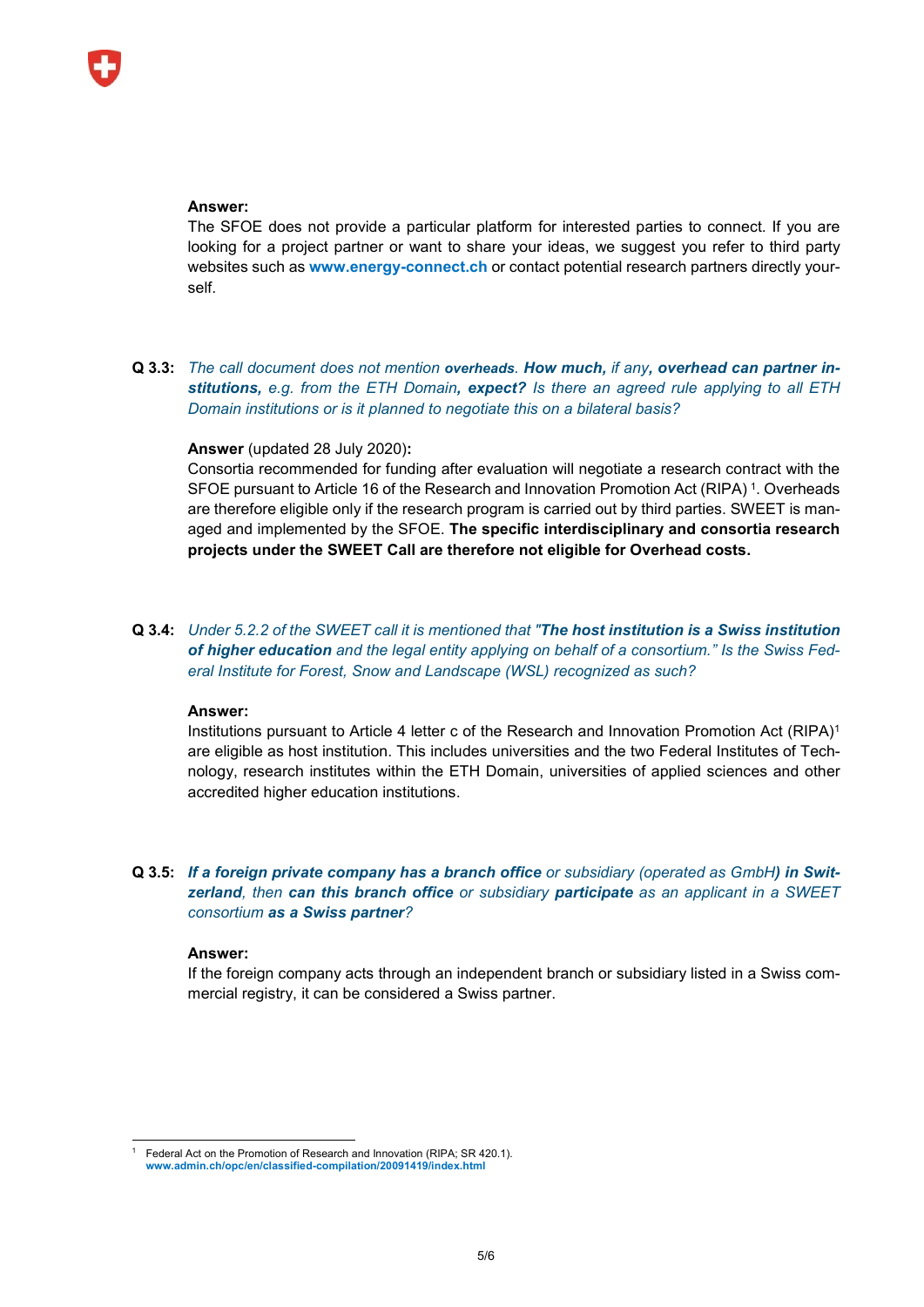**Answer:**
The SFOE does not provide a particular platform for interested parties to connect. If you are looking for a project partner or want to share your ideas, we suggest you refer to third party websites such as **www.energy-connect.ch** or contact potential research partners directly yourself.

**Q 3.3:** *The call document does not mention* ***overheads****.* ***How much,*** *if any****, overhead can partner institutions,*** *e.g. from the ETH Domain****, expect?*** *Is there an agreed rule applying to all ETH Domain institutions or is it planned to negotiate this on a bilateral basis?*

**Answer** (updated 28 July 2020)**:**
Consortia recommended for funding after evaluation will negotiate a research contract with the SFOE pursuant to Article 16 of the Research and Innovation Promotion Act (RIPA) [1]. Overheads are therefore eligible only if the research program is carried out by third parties. SWEET is managed and implemented by the SFOE. **The specific interdisciplinary and consortia research projects under the SWEET Call are therefore not eligible for Overhead costs.**

**Q 3.4:** *Under 5.2.2 of the SWEET call it is mentioned that "****The host institution is a Swiss institution of higher education*** *and the legal entity applying on behalf of a consortium." Is the Swiss Federal Institute for Forest, Snow and Landscape (WSL) recognized as such?*

**Answer:**
Institutions pursuant to Article 4 letter c of the Research and Innovation Promotion Act (RIPA)[1] are eligible as host institution. This includes universities and the two Federal Institutes of Technology, research institutes within the ETH Domain, universities of applied sciences and other accredited higher education institutions.

**Q 3.5:** ***If a foreign private company has a branch office*** *or subsidiary (operated as GmbH****) in Switzerland****, then* ***can this branch office*** *or subsidiary* ***participate*** *as an applicant in a SWEET consortium* ***as a Swiss partner****?*

**Answer:**
If the foreign company acts through an independent branch or subsidiary listed in a Swiss commercial registry, it can be considered a Swiss partner.

---

[1] Federal Act on the Promotion of Research and Innovation (RIPA; SR 420.1). **www.admin.ch/opc/en/classified-compilation/20091419/index.html**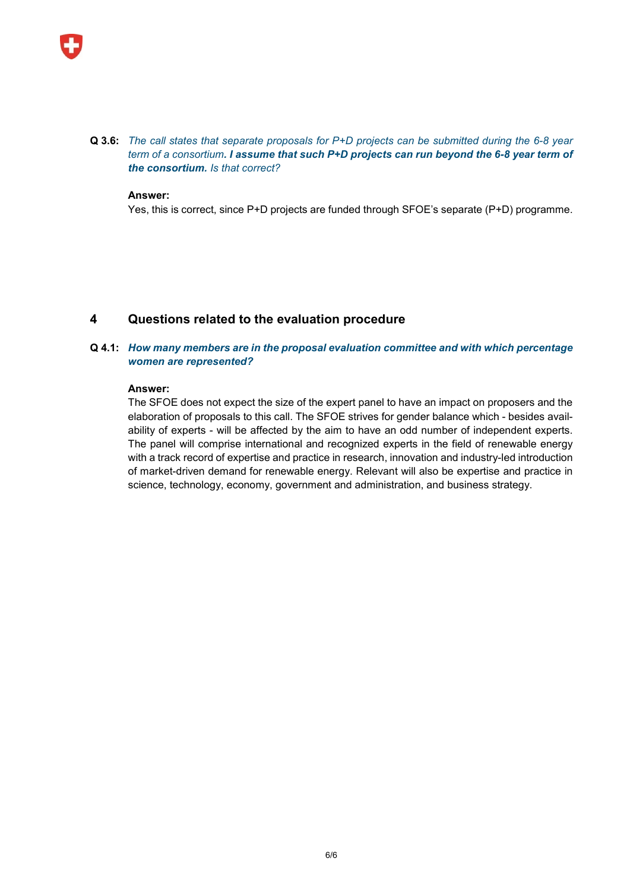**Q 3.6:** *The call states that separate proposals for P+D projects can be submitted during the 6-8 year term of a consortium. **I assume that such P+D projects can run beyond the 6-8 year term of the consortium.** Is that correct?*

**Answer:**
Yes, this is correct, since P+D projects are funded through SFOE's separate (P+D) programme.

## 4 Questions related to the evaluation procedure

**Q 4.1:** ***How many members are in the proposal evaluation committee and with which percentage women are represented?***

**Answer:**
The SFOE does not expect the size of the expert panel to have an impact on proposers and the elaboration of proposals to this call. The SFOE strives for gender balance which - besides availability of experts - will be affected by the aim to have an odd number of independent experts. The panel will comprise international and recognized experts in the field of renewable energy with a track record of expertise and practice in research, innovation and industry-led introduction of market-driven demand for renewable energy. Relevant will also be expertise and practice in science, technology, economy, government and administration, and business strategy.